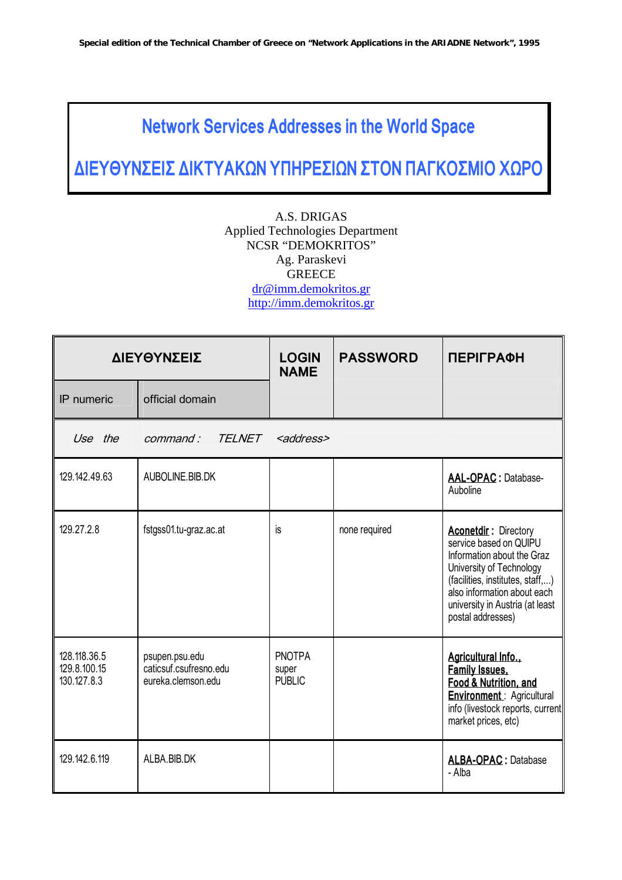# Network Services Addresses in the World Space

# ΔΙΕΥΘΥΝΣΕΙΣ ΔΙΚΤΥΑΚΩΝ ΥΠΗΡΕΣΙΩΝ ΣΤΟΝ ΠΑΓΚΟΣΜΙΟ ΧΩΡΟ

A.S. DRIGAS
Applied Technologies Department
NCSR "DEMOKRITOS"
Ag. Paraskevi
GREECE
dr@imm.demokritos.gr
http://imm.demokritos.gr

| ΔΙΕΥΘΥΝΣΕΙΣ | | LOGIN NAME | PASSWORD | ΠΕΡΙΓΡΑΦΗ |
|---|---|---|---|---|
| IP numeric | official domain | | | |
| *Use the command : TELNET <address>* | | | | |
| 129.142.49.63 | AUBOLINE.BIB.DK | | | **AAL-OPAC** : Database-Auboline |
| 129.27.2.8 | fstgss01.tu-graz.ac.at | is | none required | **Aconetdir** : Directory service based on QUIPU Information about the Graz University of Technology (facilities, institutes, staff,...) also information about each university in Austria (at least postal addresses) |
| 128.118.36.5<br>129.8.100.15<br>130.127.8.3 | psupen.psu.edu<br>caticsuf.csufresno.edu<br>eureka.clemson.edu | PNOTPA<br>super<br>PUBLIC | | **Agricultural Info., Family Issues, Food & Nutrition, and Environment** : Agricultural info (livestock reports, current market prices, etc) |
| 129.142.6.119 | ALBA.BIB.DK | | | **ALBA-OPAC** : Database - Alba |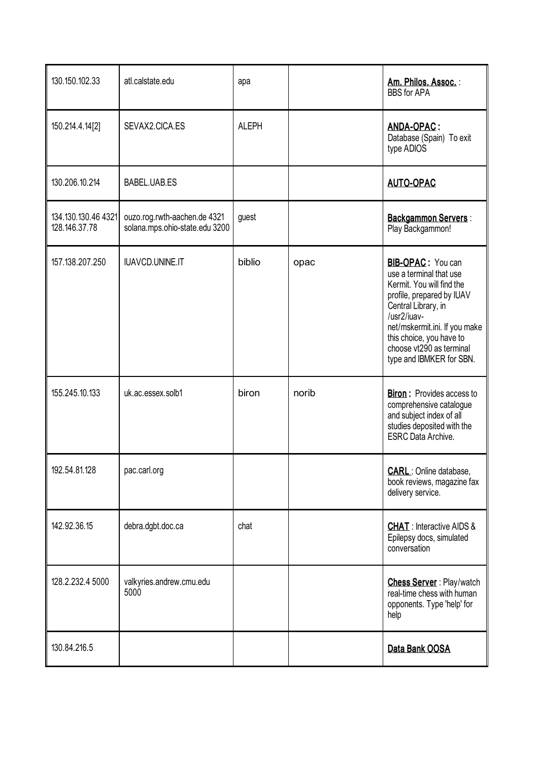| 130.150.102.33 | atl.calstate.edu | apa | | **Am. Philos. Assoc.** : BBS for APA |
|---|---|---|---|---|
| 150.214.4.14[2] | SEVAX2.CICA.ES | ALEPH | | **ANDA-OPAC :** Database (Spain) To exit type ADIOS |
| 130.206.10.214 | BABEL.UAB.ES | | | **AUTO-OPAC** |
| 134.130.130.46 4321 128.146.37.78 | ouzo.rog.rwth-aachen.de 4321 solana.mps.ohio-state.edu 3200 | guest | | **Backgammon Servers** : Play Backgammon! |
| 157.138.207.250 | IUAVCD.UNINE.IT | biblio | opac | **BIB-OPAC :** You can use a terminal that use Kermit. You will find the profile, prepared by IUAV Central Library, in /usr2/iuav-net/mskermit.ini. If you make this choice, you have to choose vt290 as terminal type and IBMKER for SBN. |
| 155.245.10.133 | uk.ac.essex.solb1 | biron | norib | **Biron :** Provides access to comprehensive catalogue and subject index of all studies deposited with the ESRC Data Archive. |
| 192.54.81.128 | pac.carl.org | | | **CARL** : Online database, book reviews, magazine fax delivery service. |
| 142.92.36.15 | debra.dgbt.doc.ca | chat | | **CHAT** : Interactive AIDS & Epilepsy docs, simulated conversation |
| 128.2.232.4 5000 | valkyries.andrew.cmu.edu 5000 | | | **Chess Server** : Play/watch real-time chess with human opponents. Type 'help' for help |
| 130.84.216.5 | | | | **Data Bank OOSA** |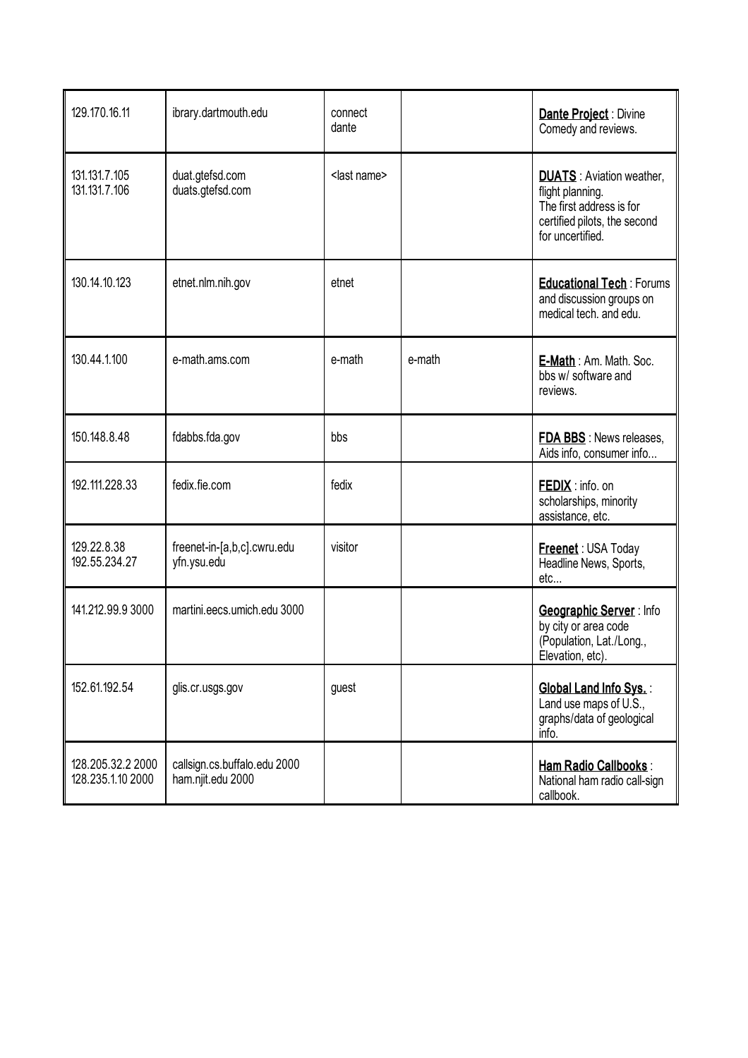| | | | | |
|---|---|---|---|---|
| 129.170.16.11 | ibrary.dartmouth.edu | connect dante | | **Dante Project** : Divine Comedy and reviews. |
| 131.131.7.105<br>131.131.7.106 | duat.gtefsd.com<br>duats.gtefsd.com | <last name> | | **DUATS** : Aviation weather, flight planning. The first address is for certified pilots, the second for uncertified. |
| 130.14.10.123 | etnet.nlm.nih.gov | etnet | | **Educational Tech** : Forums and discussion groups on medical tech. and edu. |
| 130.44.1.100 | e-math.ams.com | e-math | e-math | **E-Math** : Am. Math. Soc. bbs w/ software and reviews. |
| 150.148.8.48 | fdabbs.fda.gov | bbs | | **FDA BBS** : News releases, Aids info, consumer info... |
| 192.111.228.33 | fedix.fie.com | fedix | | **FEDIX** : info. on scholarships, minority assistance, etc. |
| 129.22.8.38<br>192.55.234.27 | freenet-in-[a,b,c].cwru.edu<br>yfn.ysu.edu | visitor | | **Freenet** : USA Today Headline News, Sports, etc... |
| 141.212.99.9 3000 | martini.eecs.umich.edu 3000 | | | **Geographic Server** : Info by city or area code (Population, Lat./Long., Elevation, etc). |
| 152.61.192.54 | glis.cr.usgs.gov | guest | | **Global Land Info Sys.** : Land use maps of U.S., graphs/data of geological info. |
| 128.205.32.2 2000<br>128.235.1.10 2000 | callsign.cs.buffalo.edu 2000<br>ham.njit.edu 2000 | | | **Ham Radio Callbooks** : National ham radio call-sign callbook. |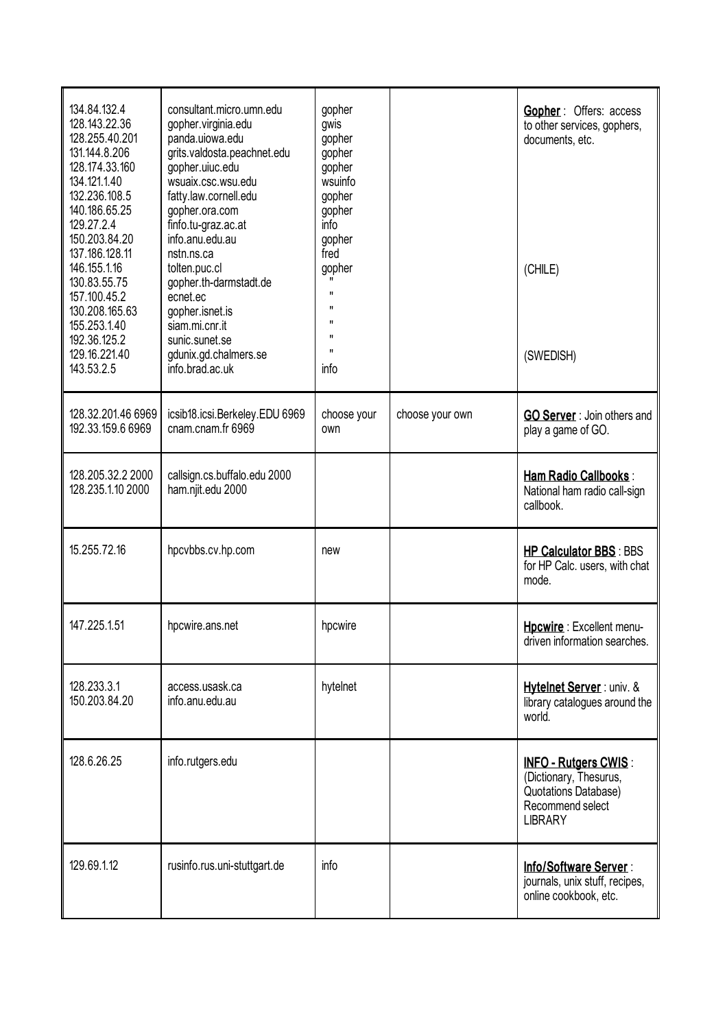| | | | | |
|---|---|---|---|---|
| 134.84.132.4<br>128.143.22.36<br>128.255.40.201<br>131.144.8.206<br>128.174.33.160<br>134.121.1.40<br>132.236.108.5<br>140.186.65.25<br>129.27.2.4<br>150.203.84.20<br>137.186.128.11<br>146.155.1.16<br>130.83.55.75<br>157.100.45.2<br>130.208.165.63<br>155.253.1.40<br>192.36.125.2<br>129.16.221.40<br>143.53.2.5 | consultant.micro.umn.edu<br>gopher.virginia.edu<br>panda.uiowa.edu<br>grits.valdosta.peachnet.edu<br>gopher.uiuc.edu<br>wsuaix.csc.wsu.edu<br>fatty.law.cornell.edu<br>gopher.ora.com<br>finfo.tu-graz.ac.at<br>info.anu.edu.au<br>nstn.ns.ca<br>tolten.puc.cl<br>gopher.th-darmstadt.de<br>ecnet.ec<br>gopher.isnet.is<br>siam.mi.cnr.it<br>sunic.sunet.se<br>gdunix.gd.chalmers.se<br>info.brad.ac.uk | gopher<br>gwis<br>gopher<br>gopher<br>gopher<br>wsuinfo<br>gopher<br>gopher<br>info<br>gopher<br>fred<br>gopher<br>"<br>"<br>"<br>"<br>"<br>"<br>info | | **Gopher** : Offers: access to other services, gophers, documents, etc.<br><br>(CHILE)<br><br>(SWEDISH) |
| 128.32.201.46 6969<br>192.33.159.6 6969 | icsib18.icsi.Berkeley.EDU 6969<br>cnam.cnam.fr 6969 | choose your own | choose your own | **GO Server** : Join others and play a game of GO. |
| 128.205.32.2 2000<br>128.235.1.10 2000 | callsign.cs.buffalo.edu 2000<br>ham.njit.edu 2000 | | | **Ham Radio Callbooks** : National ham radio call-sign callbook. |
| 15.255.72.16 | hpcvbbs.cv.hp.com | new | | **HP Calculator BBS** : BBS for HP Calc. users, with chat mode. |
| 147.225.1.51 | hpcwire.ans.net | hpcwire | | **Hpcwire** : Excellent menu-driven information searches. |
| 128.233.3.1<br>150.203.84.20 | access.usask.ca<br>info.anu.edu.au | hytelnet | | **Hytelnet Server** : univ. & library catalogues around the world. |
| 128.6.26.25 | info.rutgers.edu | | | **INFO - Rutgers CWIS** : (Dictionary, Thesurus, Quotations Database) Recommend select LIBRARY |
| 129.69.1.12 | rusinfo.rus.uni-stuttgart.de | info | | **Info/Software Server** : journals, unix stuff, recipes, online cookbook, etc. |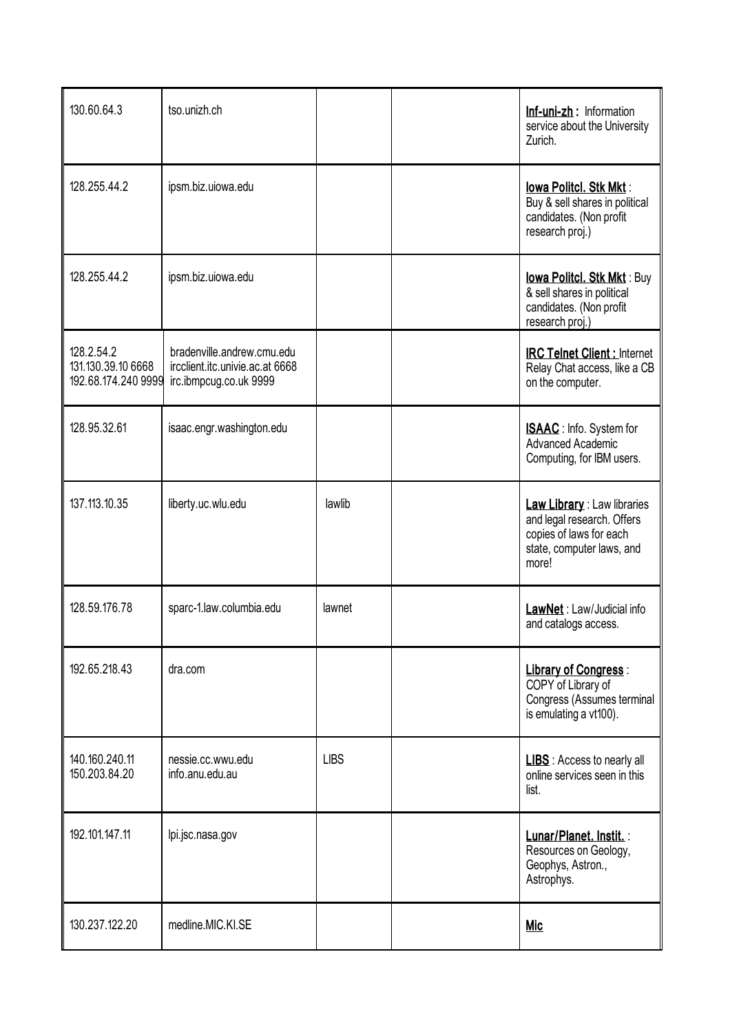| | | | | |
|---|---|---|---|---|
| 130.60.64.3 | tso.unizh.ch | | | **Inf-uni-zh :** Information service about the University Zurich. |
| 128.255.44.2 | ipsm.biz.uiowa.edu | | | **Iowa Politcl. Stk Mkt** : Buy & sell shares in political candidates. (Non profit research proj.) |
| 128.255.44.2 | ipsm.biz.uiowa.edu | | | **Iowa Politcl. Stk Mkt** : Buy & sell shares in political candidates. (Non profit research proj.) |
| 128.2.54.2<br>131.130.39.10 6668<br>192.68.174.240 9999 | bradenville.andrew.cmu.edu<br>ircclient.itc.univie.ac.at 6668<br>irc.ibmpcug.co.uk 9999 | | | **IRC Telnet Client :** Internet Relay Chat access, like a CB on the computer. |
| 128.95.32.61 | isaac.engr.washington.edu | | | **ISAAC** : Info. System for Advanced Academic Computing, for IBM users. |
| 137.113.10.35 | liberty.uc.wlu.edu | lawlib | | **Law Library** : Law libraries and legal research. Offers copies of laws for each state, computer laws, and more! |
| 128.59.176.78 | sparc-1.law.columbia.edu | lawnet | | **LawNet** : Law/Judicial info and catalogs access. |
| 192.65.218.43 | dra.com | | | **Library of Congress** : COPY of Library of Congress (Assumes terminal is emulating a vt100). |
| 140.160.240.11<br>150.203.84.20 | nessie.cc.wwu.edu<br>info.anu.edu.au | LIBS | | **LIBS** : Access to nearly all online services seen in this list. |
| 192.101.147.11 | lpi.jsc.nasa.gov | | | **Lunar/Planet. Instit.** : Resources on Geology, Geophys, Astron., Astrophys. |
| 130.237.122.20 | medline.MIC.KI.SE | | | **Mic** |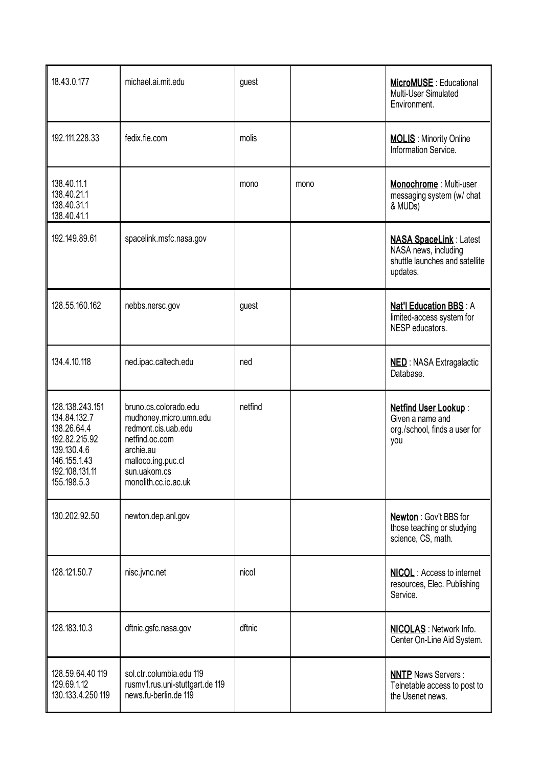| | | | | |
|---|---|---|---|---|
| 18.43.0.177 | michael.ai.mit.edu | guest | | **MicroMUSE** : Educational Multi-User Simulated Environment. |
| 192.111.228.33 | fedix.fie.com | molis | | **MOLIS** : Minority Online Information Service. |
| 138.40.11.1<br>138.40.21.1<br>138.40.31.1<br>138.40.41.1 | | mono | mono | **Monochrome** : Multi-user messaging system (w/ chat & MUDs) |
| 192.149.89.61 | spacelink.msfc.nasa.gov | | | **NASA SpaceLink** : Latest NASA news, including shuttle launches and satellite updates. |
| 128.55.160.162 | nebbs.nersc.gov | guest | | **Nat'l Education BBS** : A limited-access system for NESP educators. |
| 134.4.10.118 | ned.ipac.caltech.edu | ned | | **NED** : NASA Extragalactic Database. |
| 128.138.243.151<br>134.84.132.7<br>138.26.64.4<br>192.82.215.92<br>139.130.4.6<br>146.155.1.43<br>192.108.131.11<br>155.198.5.3 | bruno.cs.colorado.edu<br>mudhoney.micro.umn.edu<br>redmont.cis.uab.edu<br>netfind.oc.com<br>archie.au<br>malloco.ing.puc.cl<br>sun.uakom.cs<br>monolith.cc.ic.ac.uk | netfind | | **Netfind User Lookup** : Given a name and org./school, finds a user for you |
| 130.202.92.50 | newton.dep.anl.gov | | | **Newton** : Gov't BBS for those teaching or studying science, CS, math. |
| 128.121.50.7 | nisc.jvnc.net | nicol | | **NICOL** : Access to internet resources, Elec. Publishing Service. |
| 128.183.10.3 | dftnic.gsfc.nasa.gov | dftnic | | **NICOLAS** : Network Info. Center On-Line Aid System. |
| 128.59.64.40 119<br>129.69.1.12<br>130.133.4.250 119 | sol.ctr.columbia.edu 119<br>rusmv1.rus.uni-stuttgart.de 119<br>news.fu-berlin.de 119 | | | **NNTP** News Servers : Telnetable access to post to the Usenet news. |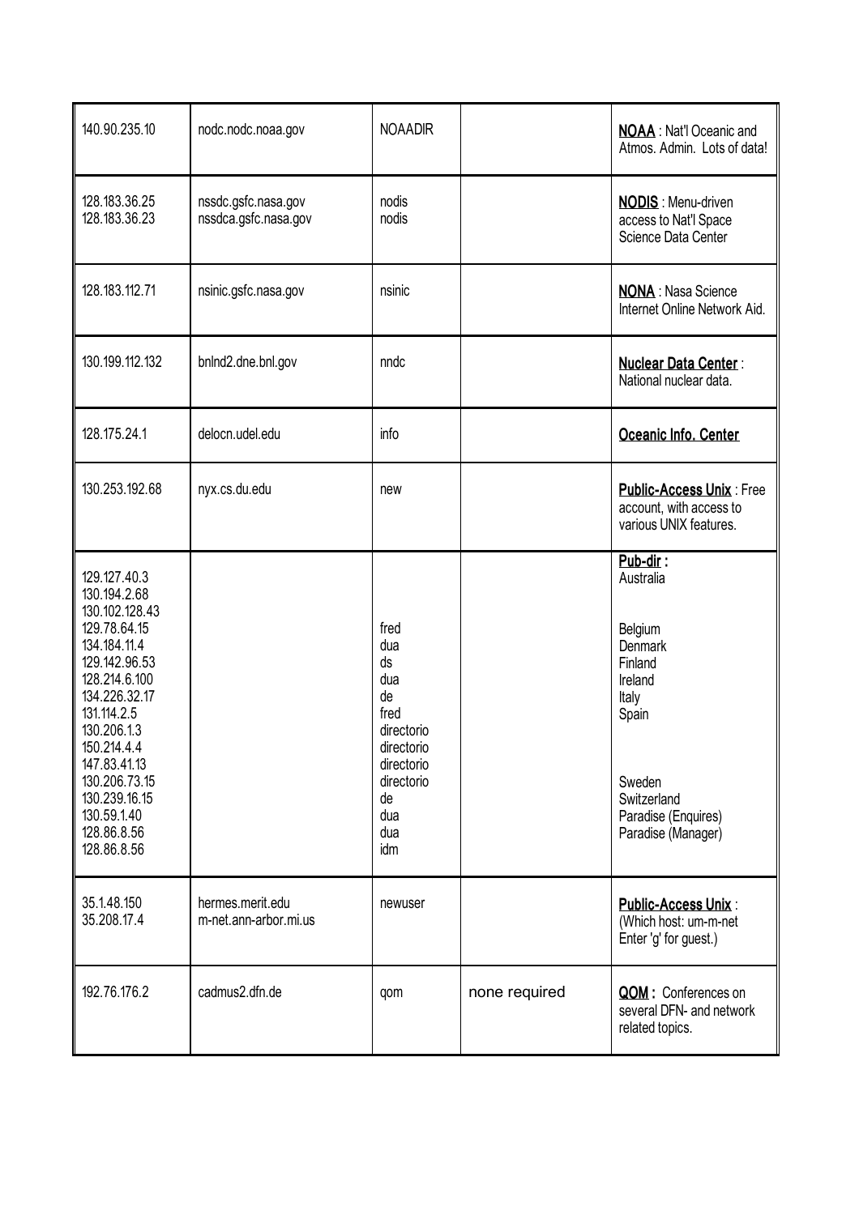| | | | | |
|---|---|---|---|---|
| 140.90.235.10 | nodc.nodc.noaa.gov | NOAADIR | | **NOAA** : Nat'l Oceanic and Atmos. Admin. Lots of data! |
| 128.183.36.25<br>128.183.36.23 | nssdc.gsfc.nasa.gov<br>nssdca.gsfc.nasa.gov | nodis<br>nodis | | **NODIS** : Menu-driven access to Nat'l Space Science Data Center |
| 128.183.112.71 | nsinic.gsfc.nasa.gov | nsinic | | **NONA** : Nasa Science Internet Online Network Aid. |
| 130.199.112.132 | bnlnd2.dne.bnl.gov | nndc | | **Nuclear Data Center** : National nuclear data. |
| 128.175.24.1 | delocn.udel.edu | info | | **Oceanic Info. Center** |
| 130.253.192.68 | nyx.cs.du.edu | new | | **Public-Access Unix** : Free account, with access to various UNIX features. |
| 129.127.40.3<br>130.194.2.68<br>130.102.128.43<br>129.78.64.15<br>134.184.11.4<br>129.142.96.53<br>128.214.6.100<br>134.226.32.17<br>131.114.2.5<br>130.206.1.3<br>150.214.4.4<br>147.83.41.13<br>130.206.73.15<br>130.239.16.15<br>130.59.1.40<br>128.86.8.56<br>128.86.8.56 | | fred<br>dua<br>ds<br>dua<br>de<br>fred<br>directorio<br>directorio<br>directorio<br>directorio<br>de<br>dua<br>dua<br>idm | | **Pub-dir :**<br>Australia<br><br>Belgium<br>Denmark<br>Finland<br>Ireland<br>Italy<br>Spain<br><br>Sweden<br>Switzerland<br>Paradise (Enquires)<br>Paradise (Manager) |
| 35.1.48.150<br>35.208.17.4 | hermes.merit.edu<br>m-net.ann-arbor.mi.us | newuser | | **Public-Access Unix** : (Which host: um-m-net Enter 'g' for guest.) |
| 192.76.176.2 | cadmus2.dfn.de | qom | none required | **QOM :** Conferences on several DFN- and network related topics. |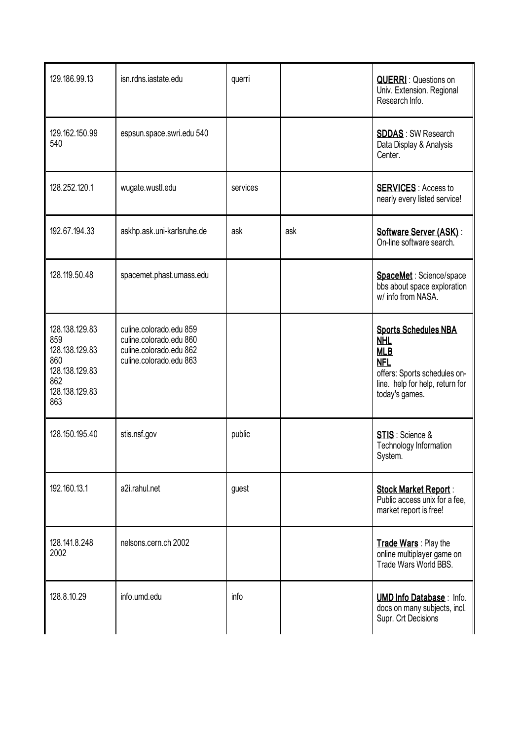| | | | | |
|---|---|---|---|---|
| 129.186.99.13 | isn.rdns.iastate.edu | querri | | **QUERRI** : Questions on Univ. Extension. Regional Research Info. |
| 129.162.150.99 540 | espsun.space.swri.edu 540 | | | **SDDAS** : SW Research Data Display & Analysis Center. |
| 128.252.120.1 | wugate.wustl.edu | services | | **SERVICES** : Access to nearly every listed service! |
| 192.67.194.33 | askhp.ask.uni-karlsruhe.de | ask | ask | **Software Server (ASK)** : On-line software search. |
| 128.119.50.48 | spacemet.phast.umass.edu | | | **SpaceMet** : Science/space bbs about space exploration w/ info from NASA. |
| 128.138.129.83 859<br>128.138.129.83 860<br>128.138.129.83 862<br>128.138.129.83 863 | culine.colorado.edu 859<br>culine.colorado.edu 860<br>culine.colorado.edu 862<br>culine.colorado.edu 863 | | | **Sports Schedules NBA**<br>**NHL**<br>**MLB**<br>**NFL**<br>offers: Sports schedules on-line. help for help, return for today's games. |
| 128.150.195.40 | stis.nsf.gov | public | | **STIS** : Science & Technology Information System. |
| 192.160.13.1 | a2i.rahul.net | guest | | **Stock Market Report** : Public access unix for a fee, market report is free! |
| 128.141.8.248 2002 | nelsons.cern.ch 2002 | | | **Trade Wars** : Play the online multiplayer game on Trade Wars World BBS. |
| 128.8.10.29 | info.umd.edu | info | | **UMD Info Database** : Info. docs on many subjects, incl. Supr. Crt Decisions |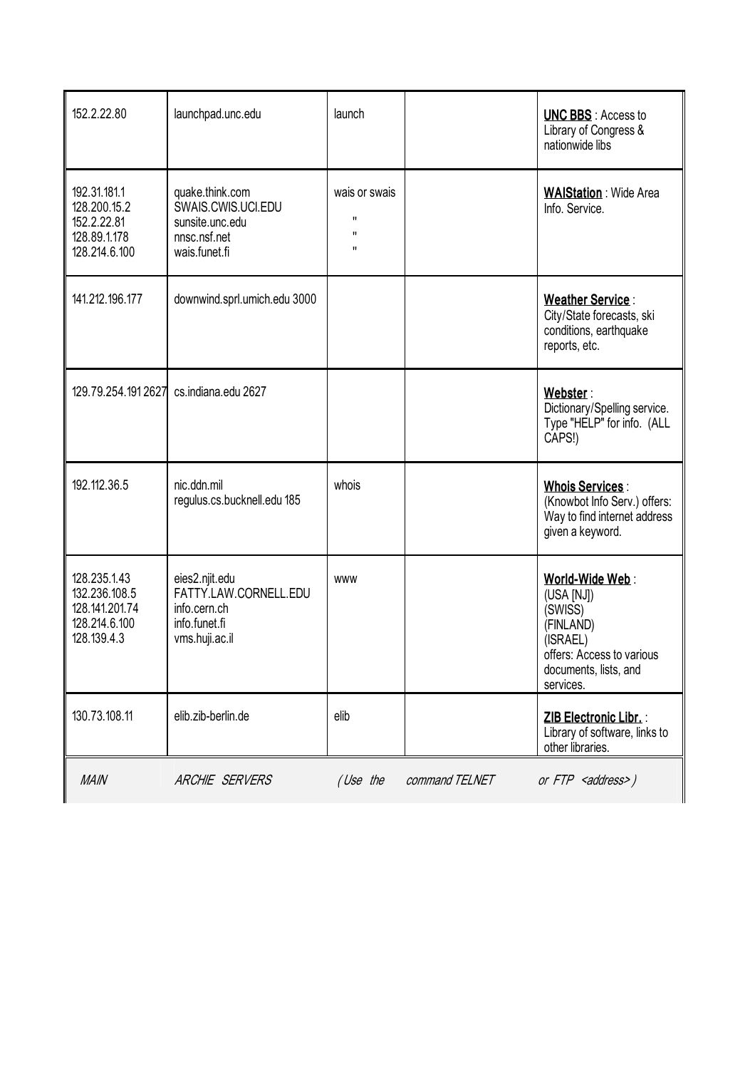| | | | | |
|---|---|---|---|---|
| 152.2.22.80 | launchpad.unc.edu | launch | | **UNC BBS** : Access to Library of Congress & nationwide libs |
| 192.31.181.1<br>128.200.15.2<br>152.2.22.81<br>128.89.1.178<br>128.214.6.100 | quake.think.com<br>SWAIS.CWIS.UCI.EDU<br>sunsite.unc.edu<br>nnsc.nsf.net<br>wais.funet.fi | wais or swais<br>"<br>"<br>" | | **WAIStation** : Wide Area Info. Service. |
| 141.212.196.177 | downwind.sprl.umich.edu 3000 | | | **Weather Service** : City/State forecasts, ski conditions, earthquake reports, etc. |
| 129.79.254.191 2627 | cs.indiana.edu 2627 | | | **Webster** : Dictionary/Spelling service. Type "HELP" for info. (ALL CAPS!) |
| 192.112.36.5 | nic.ddn.mil<br>regulus.cs.bucknell.edu 185 | whois | | **Whois Services** : (Knowbot Info Serv.) offers: Way to find internet address given a keyword. |
| 128.235.1.43<br>132.236.108.5<br>128.141.201.74<br>128.214.6.100<br>128.139.4.3 | eies2.njit.edu<br>FATTY.LAW.CORNELL.EDU<br>info.cern.ch<br>info.funet.fi<br>vms.huji.ac.il | www | | **World-Wide Web** :<br>(USA [NJ])<br>(SWISS)<br>(FINLAND)<br>(ISRAEL)<br>offers: Access to various documents, lists, and services. |
| 130.73.108.11 | elib.zib-berlin.de | elib | | **ZIB Electronic Libr.** : Library of software, links to other libraries. |
| *MAIN* | *ARCHIE SERVERS* | *(Use the* | *command TELNET* | *or FTP <address>)* |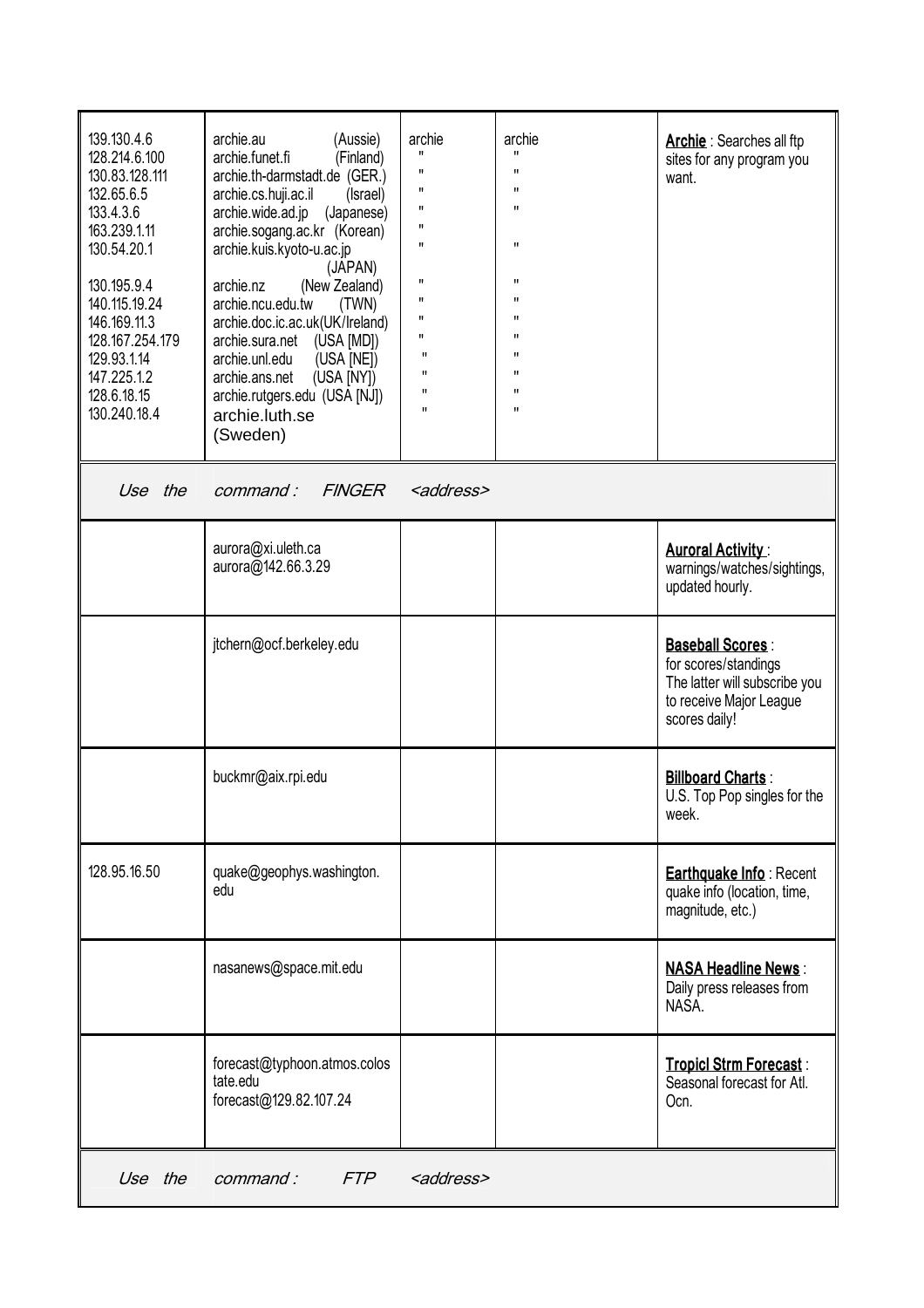| | | | | |
|---|---|---|---|---|
| 139.130.4.6<br>128.214.6.100<br>130.83.128.111<br>132.65.6.5<br>133.4.3.6<br>163.239.1.11<br>130.54.20.1<br><br>130.195.9.4<br>140.115.19.24<br>146.169.11.3<br>128.167.254.179<br>129.93.1.14<br>147.225.1.2<br>128.6.18.15<br>130.240.18.4 | archie.au (Aussie)<br>archie.funet.fi (Finland)<br>archie.th-darmstadt.de (GER.)<br>archie.cs.huji.ac.il (Israel)<br>archie.wide.ad.jp (Japanese)<br>archie.sogang.ac.kr (Korean)<br>archie.kuis.kyoto-u.ac.jp (JAPAN)<br>archie.nz (New Zealand)<br>archie.ncu.edu.tw (TWN)<br>archie.doc.ic.ac.uk(UK/Ireland)<br>archie.sura.net (USA [MD])<br>archie.unl.edu (USA [NE])<br>archie.ans.net (USA [NY])<br>archie.rutgers.edu (USA [NJ])<br>archie.luth.se (Sweden) | archie<br>"<br>"<br>"<br>"<br>"<br>"<br><br>"<br>"<br>"<br>"<br>"<br>"<br>"<br>" | archie<br>"<br>"<br>"<br>"<br><br>"<br><br>"<br>"<br>"<br>"<br>"<br>"<br>"<br>" | **Archie** : Searches all ftp sites for any program you want. |
| *Use the* | *command : FINGER <address>* | | | |
| | aurora@xi.uleth.ca<br>aurora@142.66.3.29 | | | **Auroral Activity** : warnings/watches/sightings, updated hourly. |
| | jtchern@ocf.berkeley.edu | | | **Baseball Scores** : for scores/standings The latter will subscribe you to receive Major League scores daily! |
| | buckmr@aix.rpi.edu | | | **Billboard Charts** : U.S. Top Pop singles for the week. |
| 128.95.16.50 | quake@geophys.washington.edu | | | **Earthquake Info** : Recent quake info (location, time, magnitude, etc.) |
| | nasanews@space.mit.edu | | | **NASA Headline News** : Daily press releases from NASA. |
| | forecast@typhoon.atmos.colostate.edu<br>forecast@129.82.107.24 | | | **Tropicl Strm Forecast** : Seasonal forecast for Atl. Ocn. |
| *Use the* | *command : FTP <address>* | | | |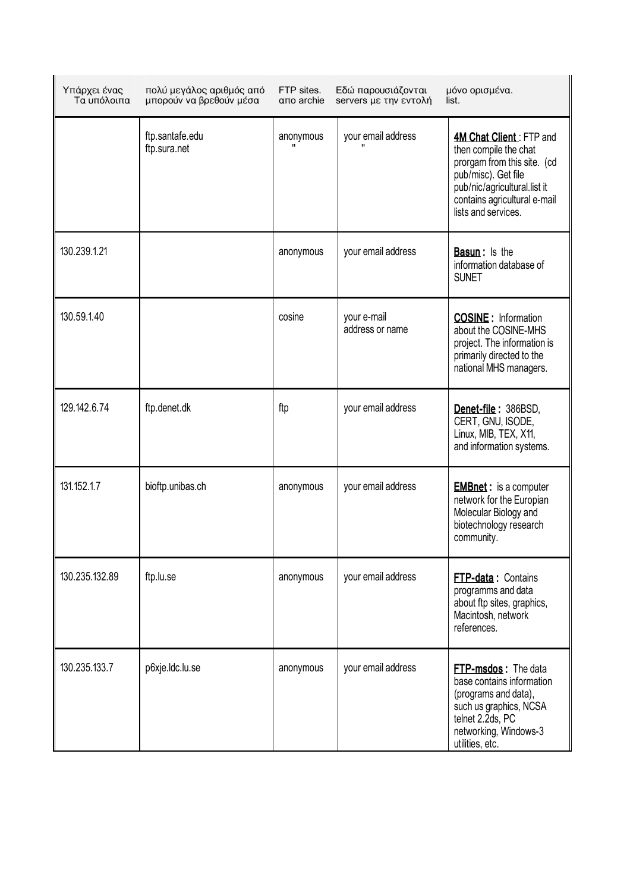| Υπάρχει ένας Τα υπόλοιπα | πολύ μεγάλος αριθμός από μπορούν να βρεθούν μέσα | FTP sites. απο archie | Εδώ παρουσιάζονται servers με την εντολή | μόνο ορισμένα. list. |
|---|---|---|---|---|
| | ftp.santafe.edu<br>ftp.sura.net | anonymous<br>" | your email address<br>" | **4M Chat Client** : FTP and then compile the chat prorgam from this site. (cd pub/misc). Get file pub/nic/agricultural.list it contains agricultural e-mail lists and services. |
| 130.239.1.21 | | anonymous | your email address | **Basun :** Is the information database of SUNET |
| 130.59.1.40 | | cosine | your e-mail address or name | **COSINE :** Information about the COSINE-MHS project. The information is primarily directed to the national MHS managers. |
| 129.142.6.74 | ftp.denet.dk | ftp | your email address | **Denet-file :** 386BSD, CERT, GNU, ISODE, Linux, MIB, TEX, X11, and information systems. |
| 131.152.1.7 | bioftp.unibas.ch | anonymous | your email address | **EMBnet :** is a computer network for the Europian Molecular Biology and biotechnology research community. |
| 130.235.132.89 | ftp.lu.se | anonymous | your email address | **FTP-data :** Contains programms and data about ftp sites, graphics, Macintosh, network references. |
| 130.235.133.7 | p6xje.ldc.lu.se | anonymous | your email address | **FTP-msdos :** The data base contains information (programs and data), such us graphics, NCSA telnet 2.2ds, PC networking, Windows-3 utilities, etc. |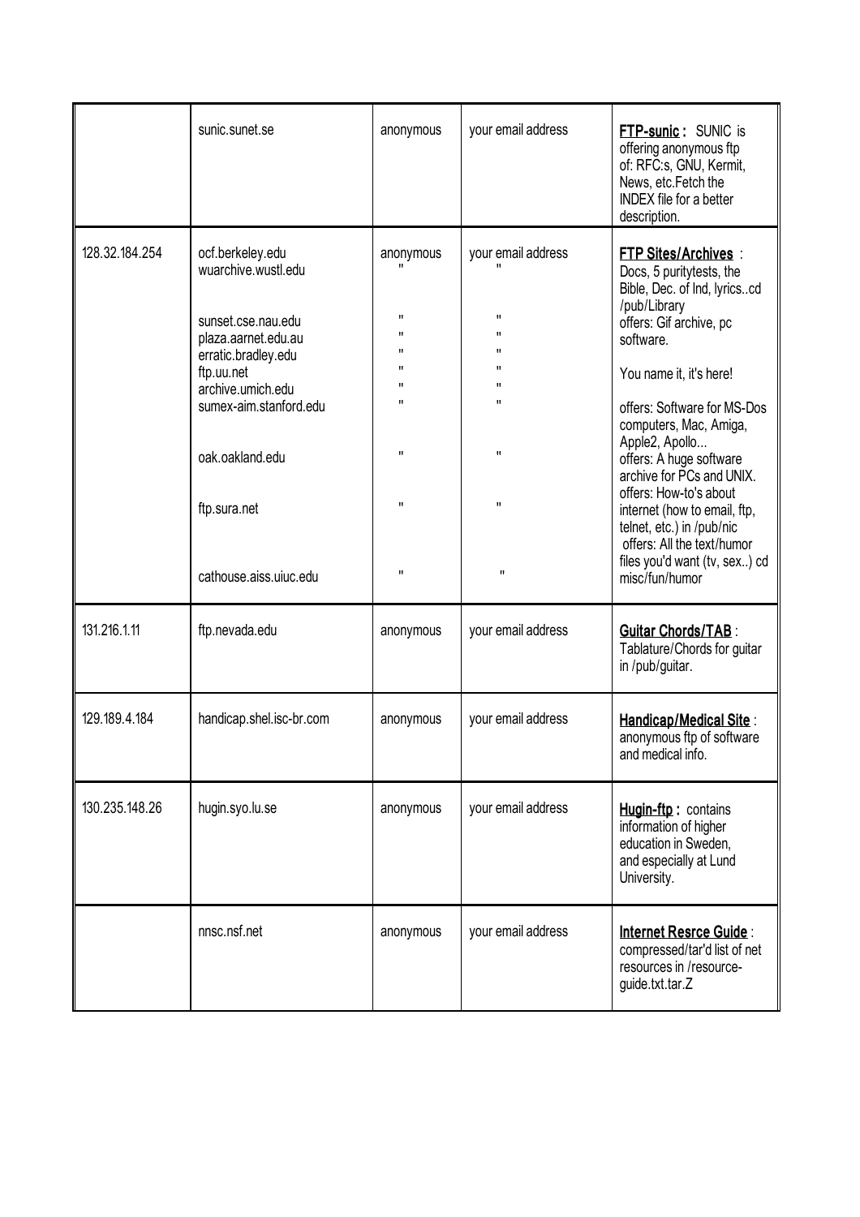| | | | | |
|---|---|---|---|---|
| | sunic.sunet.se | anonymous | your email address | **FTP-sunic :** SUNIC is offering anonymous ftp of: RFC:s, GNU, Kermit, News, etc.Fetch the INDEX file for a better description. |
| 128.32.184.254 | ocf.berkeley.edu<br>wuarchive.wustl.edu<br><br>sunset.cse.nau.edu<br>plaza.aarnet.edu.au<br>erratic.bradley.edu<br>ftp.uu.net<br>archive.umich.edu<br>sumex-aim.stanford.edu<br><br>oak.oakland.edu<br><br>ftp.sura.net<br><br>cathouse.aiss.uiuc.edu | anonymous<br>"<br><br>"<br>"<br>"<br>"<br>"<br>"<br><br>"<br><br>"<br><br>" | your email address<br>"<br><br>"<br>"<br>"<br>"<br>"<br>"<br><br>"<br><br>"<br><br>" | **FTP Sites/Archives** : Docs, 5 puritytests, the Bible, Dec. of Ind, lyrics..cd /pub/Library<br>offers: Gif archive, pc software.<br><br>You name it, it's here!<br><br>offers: Software for MS-Dos computers, Mac, Amiga, Apple2, Apollo...<br>offers: A huge software archive for PCs and UNIX.<br>offers: How-to's about internet (how to email, ftp, telnet, etc.) in /pub/nic<br>offers: All the text/humor files you'd want (tv, sex..) cd misc/fun/humor |
| 131.216.1.11 | ftp.nevada.edu | anonymous | your email address | **Guitar Chords/TAB** : Tablature/Chords for guitar in /pub/guitar. |
| 129.189.4.184 | handicap.shel.isc-br.com | anonymous | your email address | **Handicap/Medical Site** : anonymous ftp of software and medical info. |
| 130.235.148.26 | hugin.syo.lu.se | anonymous | your email address | **Hugin-ftp :** contains information of higher education in Sweden, and especially at Lund University. |
| | nnsc.nsf.net | anonymous | your email address | **Internet Resrce Guide** : compressed/tar'd list of net resources in /resource-guide.txt.tar.Z |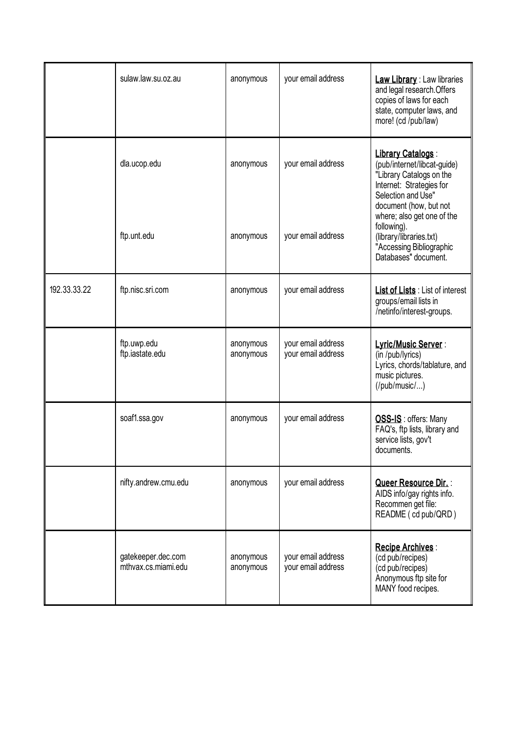|  |  |  |  |  |
|---|---|---|---|---|
|  | sulaw.law.su.oz.au | anonymous | your email address | **Law Library** : Law libraries and legal research.Offers copies of laws for each state, computer laws, and more! (cd /pub/law) |
|  | dla.ucop.edu<br><br>ftp.unt.edu | anonymous<br><br>anonymous | your email address<br><br>your email address | **Library Catalogs** : (pub/internet/libcat-guide) "Library Catalogs on the Internet: Strategies for Selection and Use" document (how, but not where; also get one of the following). (library/libraries.txt) "Accessing Bibliographic Databases" document. |
| 192.33.33.22 | ftp.nisc.sri.com | anonymous | your email address | **List of Lists** : List of interest groups/email lists in /netinfo/interest-groups. |
|  | ftp.uwp.edu<br>ftp.iastate.edu | anonymous<br>anonymous | your email address<br>your email address | **Lyric/Music Server** : (in /pub/lyrics) Lyrics, chords/tablature, and music pictures. (/pub/music/...) |
|  | soaf1.ssa.gov | anonymous | your email address | **OSS-IS** : offers: Many FAQ's, ftp lists, library and service lists, gov't documents. |
|  | nifty.andrew.cmu.edu | anonymous | your email address | **Queer Resource Dir.** : AIDS info/gay rights info. Recommen get file: README ( cd pub/QRD ) |
|  | gatekeeper.dec.com<br>mthvax.cs.miami.edu | anonymous<br>anonymous | your email address<br>your email address | **Recipe Archives** : (cd pub/recipes) (cd pub/recipes) Anonymous ftp site for MANY food recipes. |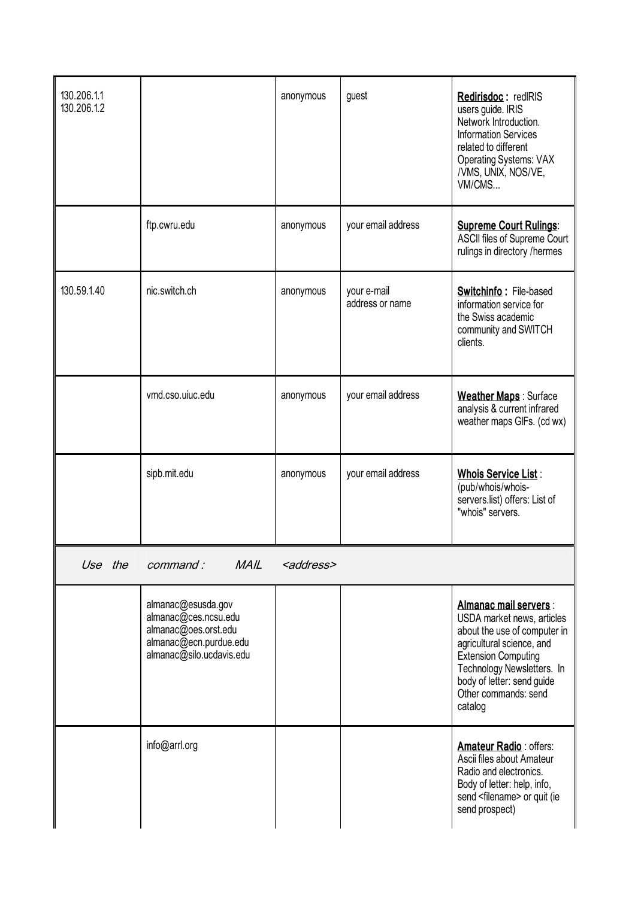| | | | | |
|---|---|---|---|---|
| 130.206.1.1<br>130.206.1.2 | | anonymous | guest | **Redirisdoc :** redIRIS users guide. IRIS Network Introduction. Information Services related to different Operating Systems: VAX /VMS, UNIX, NOS/VE, VM/CMS... |
| | ftp.cwru.edu | anonymous | your email address | **Supreme Court Rulings**: ASCII files of Supreme Court rulings in directory /hermes |
| 130.59.1.40 | nic.switch.ch | anonymous | your e-mail address or name | **Switchinfo :** File-based information service for the Swiss academic community and SWITCH clients. |
| | vmd.cso.uiuc.edu | anonymous | your email address | **Weather Maps** : Surface analysis & current infrared weather maps GIFs. (cd wx) |
| | sipb.mit.edu | anonymous | your email address | **Whois Service List** : (pub/whois/whois-servers.list) offers: List of "whois" servers. |
| *Use the* | *command : MAIL* | *<address>* | | |
| | almanac@esusda.gov<br>almanac@ces.ncsu.edu<br>almanac@oes.orst.edu<br>almanac@ecn.purdue.edu<br>almanac@silo.ucdavis.edu | | | **Almanac mail servers** : USDA market news, articles about the use of computer in agricultural science, and Extension Computing Technology Newsletters. In body of letter: send guide Other commands: send catalog |
| | info@arrl.org | | | **Amateur Radio** : offers: Ascii files about Amateur Radio and electronics. Body of letter: help, info, send <filename> or quit (ie send prospect) |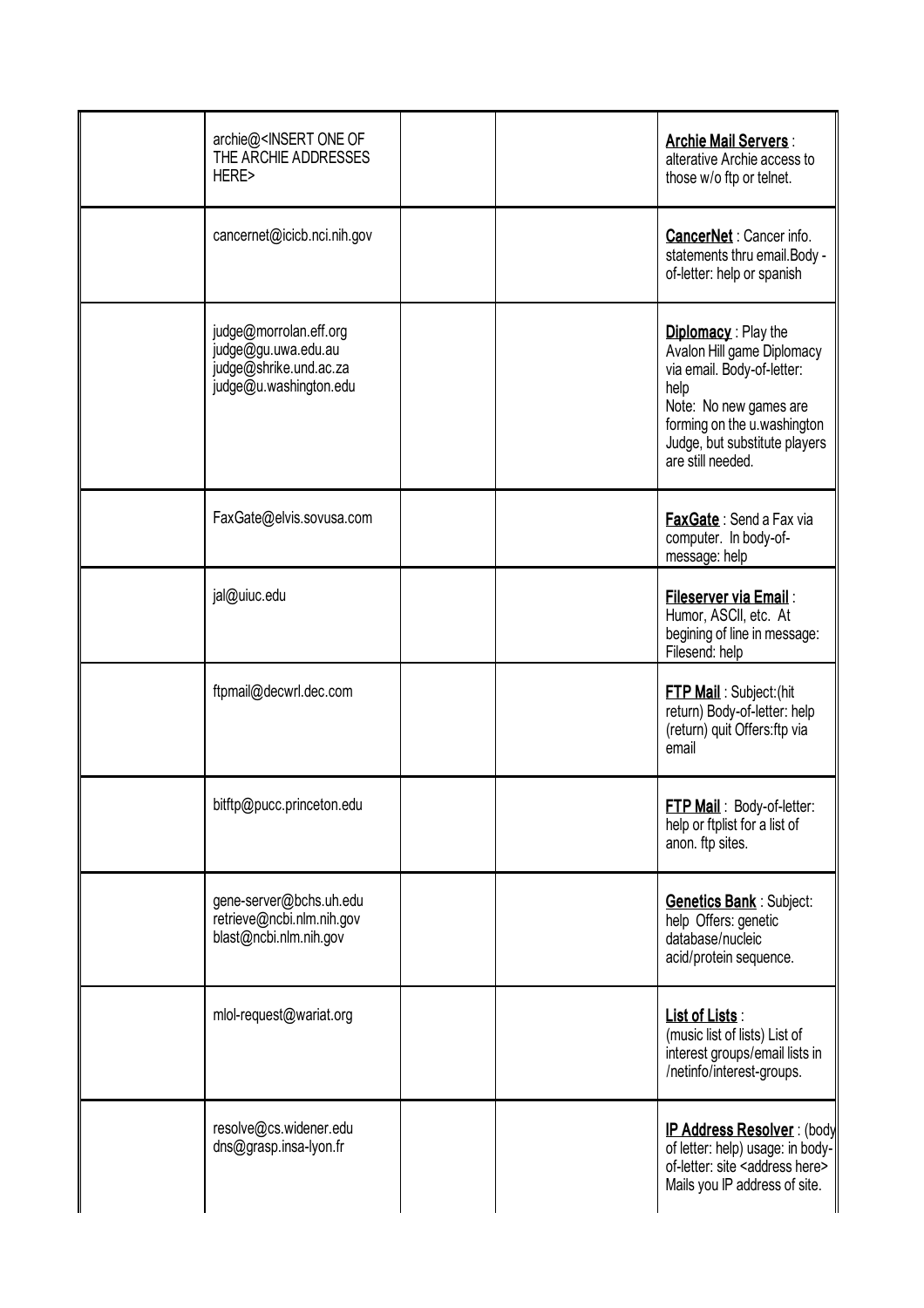| | | | | |
|---|---|---|---|---|
| | archie@<INSERT ONE OF THE ARCHIE ADDRESSES HERE> | | | **Archie Mail Servers** : alterative Archie access to those w/o ftp or telnet. |
| | cancernet@icicb.nci.nih.gov | | | **CancerNet** : Cancer info. statements thru email.Body - of-letter: help or spanish |
| | judge@morrolan.eff.org judge@gu.uwa.edu.au judge@shrike.und.ac.za judge@u.washington.edu | | | **Diplomacy** : Play the Avalon Hill game Diplomacy via email. Body-of-letter: help Note: No new games are forming on the u.washington Judge, but substitute players are still needed. |
| | FaxGate@elvis.sovusa.com | | | **FaxGate** : Send a Fax via computer. In body-of-message: help |
| | jal@uiuc.edu | | | **Fileserver via Email** : Humor, ASCII, etc. At begining of line in message: Filesend: help |
| | ftpmail@decwrl.dec.com | | | **FTP Mail** : Subject:(hit return) Body-of-letter: help (return) quit Offers:ftp via email |
| | bitftp@pucc.princeton.edu | | | **FTP Mail** : Body-of-letter: help or ftplist for a list of anon. ftp sites. |
| | gene-server@bchs.uh.edu retrieve@ncbi.nlm.nih.gov blast@ncbi.nlm.nih.gov | | | **Genetics Bank** : Subject: help Offers: genetic database/nucleic acid/protein sequence. |
| | mlol-request@wariat.org | | | **List of Lists** : (music list of lists) List of interest groups/email lists in /netinfo/interest-groups. |
| | resolve@cs.widener.edu dns@grasp.insa-lyon.fr | | | **IP Address Resolver** : (body of letter: help) usage: in body-of-letter: site <address here> Mails you IP address of site. |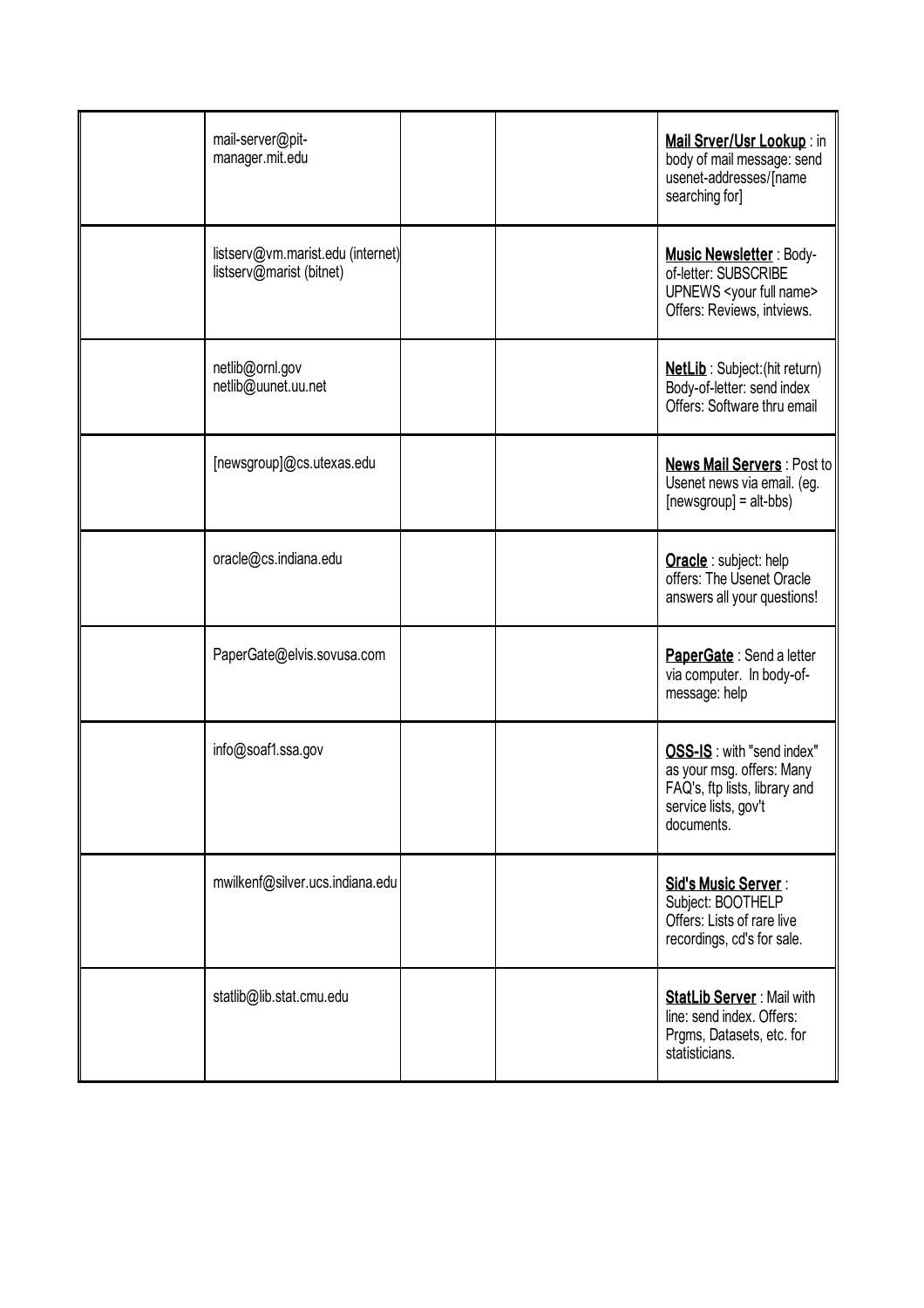| | | | | |
|---|---|---|---|---|
| | mail-server@pit-manager.mit.edu | | | **Mail Srver/Usr Lookup** : in body of mail message: send usenet-addresses/[name searching for] |
| | listserv@vm.marist.edu (internet) listserv@marist (bitnet) | | | **Music Newsletter** : Body-of-letter: SUBSCRIBE UPNEWS <your full name> Offers: Reviews, intviews. |
| | netlib@ornl.gov netlib@uunet.uu.net | | | **NetLib** : Subject:(hit return) Body-of-letter: send index Offers: Software thru email |
| | [newsgroup]@cs.utexas.edu | | | **News Mail Servers** : Post to Usenet news via email. (eg. [newsgroup] = alt-bbs) |
| | oracle@cs.indiana.edu | | | **Oracle** : subject: help offers: The Usenet Oracle answers all your questions! |
| | PaperGate@elvis.sovusa.com | | | **PaperGate** : Send a letter via computer. In body-of-message: help |
| | info@soaf1.ssa.gov | | | **OSS-IS** : with "send index" as your msg. offers: Many FAQ's, ftp lists, library and service lists, gov't documents. |
| | mwilkenf@silver.ucs.indiana.edu | | | **Sid's Music Server** : Subject: BOOTHELP Offers: Lists of rare live recordings, cd's for sale. |
| | statlib@lib.stat.cmu.edu | | | **StatLib Server** : Mail with line: send index. Offers: Prgms, Datasets, etc. for statisticians. |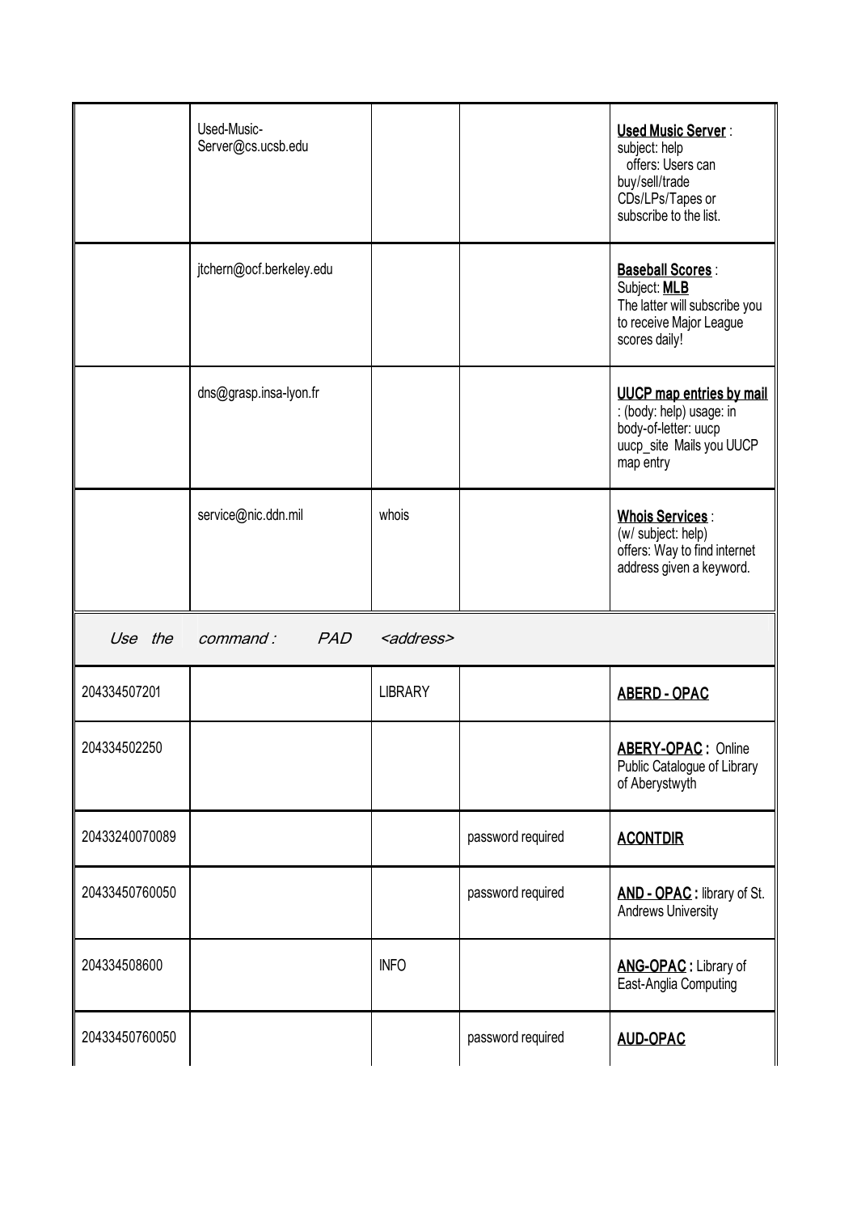|  |  |  |  |  |
| --- | --- | --- | --- | --- |
|  | Used-Music-Server@cs.ucsb.edu |  |  | **Used Music Server** : subject: help offers: Users can buy/sell/trade CDs/LPs/Tapes or subscribe to the list. |
|  | jtchern@ocf.berkeley.edu |  |  | **Baseball Scores** : Subject: **MLB** The latter will subscribe you to receive Major League scores daily! |
|  | dns@grasp.insa-lyon.fr |  |  | **UUCP map entries by mail** : (body: help) usage: in body-of-letter: uucp uucp_site Mails you UUCP map entry |
|  | service@nic.ddn.mil | whois |  | **Whois Services** : (w/ subject: help) offers: Way to find internet address given a keyword. |
| *Use the command : PAD <address>* |  |  |  |  |
| 204334507201 |  | LIBRARY |  | **ABERD - OPAC** |
| 204334502250 |  |  |  | **ABERY-OPAC** : Online Public Catalogue of Library of Aberystwyth |
| 20433240070089 |  |  | password required | **ACONTDIR** |
| 20433450760050 |  |  | password required | **AND - OPAC** : library of St. Andrews University |
| 204334508600 |  | INFO |  | **ANG-OPAC** : Library of East-Anglia Computing |
| 20433450760050 |  |  | password required | **AUD-OPAC** |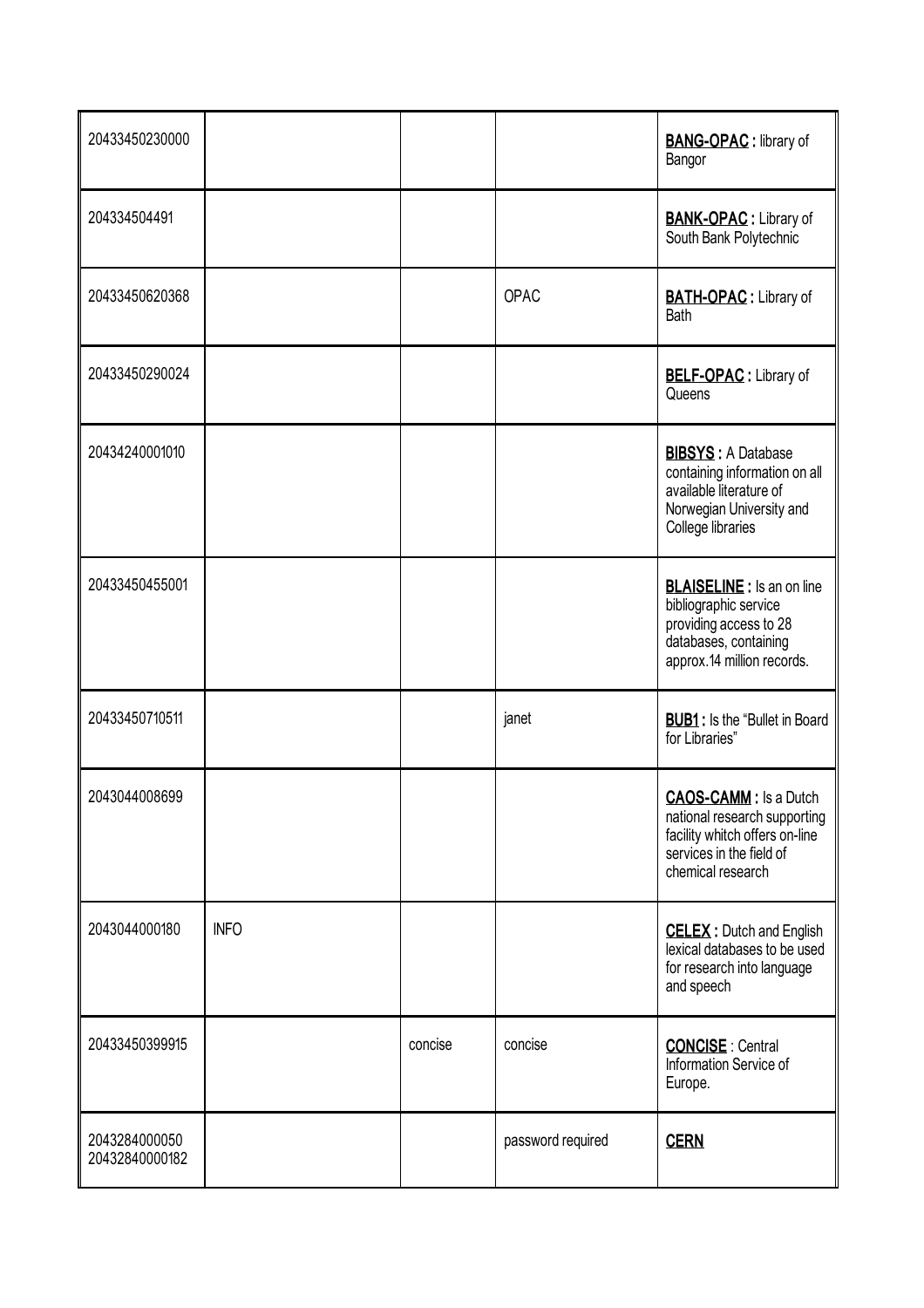| | | | | |
|---|---|---|---|---|
| 20433450230000 | | | | **BANG-OPAC :** library of Bangor |
| 204334504491 | | | | **BANK-OPAC :** Library of South Bank Polytechnic |
| 20433450620368 | | | OPAC | **BATH-OPAC :** Library of Bath |
| 20433450290024 | | | | **BELF-OPAC :** Library of Queens |
| 20434240001010 | | | | **BIBSYS :** A Database containing information on all available literature of Norwegian University and College libraries |
| 20433450455001 | | | | **BLAISELINE :** Is an on line bibliographic service providing access to 28 databases, containing approx.14 million records. |
| 20433450710511 | | | janet | **BUB1 :** Is the "Bullet in Board for Libraries" |
| 2043044008699 | | | | **CAOS-CAMM :** Is a Dutch national research supporting facility whitch offers on-line services in the field of chemical research |
| 2043044000180 | INFO | | | **CELEX :** Dutch and English lexical databases to be used for research into language and speech |
| 20433450399915 | | concise | concise | **CONCISE** : Central Information Service of Europe. |
| 2043284000050 20432840000182 | | | password required | **CERN** |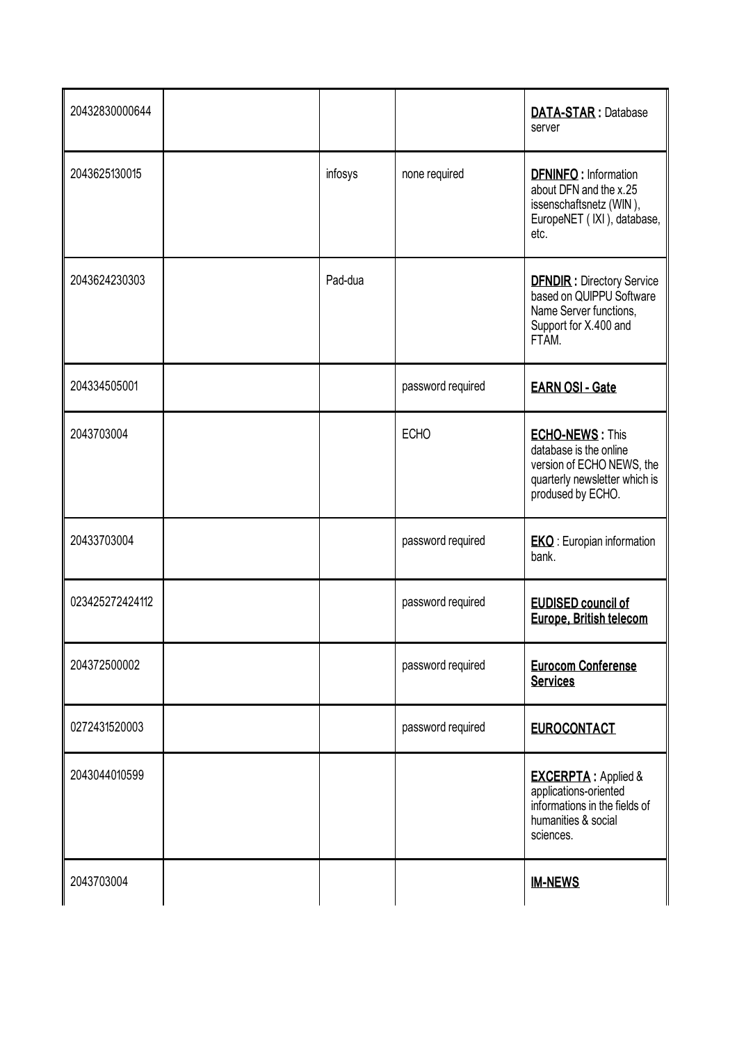| | | | | |
|---|---|---|---|---|
| 20432830000644 | | | | **DATA-STAR :** Database server |
| 2043625130015 | | infosys | none required | **DFNINFO :** Information about DFN and the x.25 issenschaftsnetz (WIN ), EuropeNET ( IXI ), database, etc. |
| 2043624230303 | | Pad-dua | | **DFNDIR :** Directory Service based on QUIPPU Software Name Server functions, Support for X.400 and FTAM. |
| 204334505001 | | | password required | **EARN OSI - Gate** |
| 2043703004 | | | ECHO | **ECHO-NEWS :** This database is the online version of ECHO NEWS, the quarterly newsletter which is prodused by ECHO. |
| 20433703004 | | | password required | **EKO** : Europian information bank. |
| 023425272424112 | | | password required | **EUDISED council of Europe, British telecom** |
| 204372500002 | | | password required | **Eurocom Conferense Services** |
| 0272431520003 | | | password required | **EUROCONTACT** |
| 2043044010599 | | | | **EXCERPTA :** Applied & applications-oriented informations in the fields of humanities & social sciences. |
| 2043703004 | | | | **IM-NEWS** |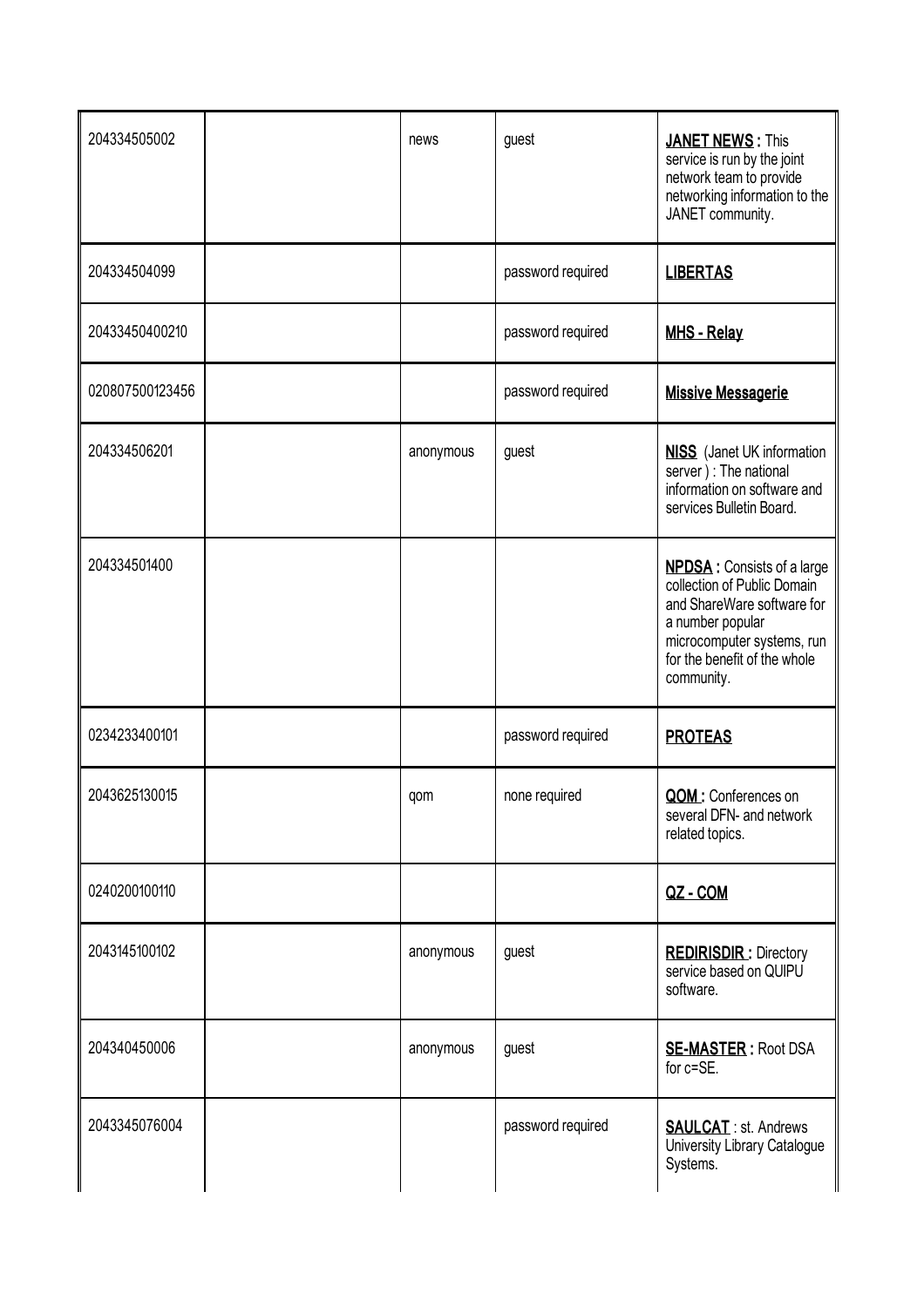| | | | | |
|---|---|---|---|---|
| 204334505002 | | news | guest | **JANET NEWS :** This service is run by the joint network team to provide networking information to the JANET community. |
| 204334504099 | | | password required | **LIBERTAS** |
| 20433450400210 | | | password required | **MHS - Relay** |
| 020807500123456 | | | password required | **Missive Messagerie** |
| 204334506201 | | anonymous | guest | **NISS** (Janet UK information server ) : The national information on software and services Bulletin Board. |
| 204334501400 | | | | **NPDSA :** Consists of a large collection of Public Domain and ShareWare software for a number popular microcomputer systems, run for the benefit of the whole community. |
| 0234233400101 | | | password required | **PROTEAS** |
| 2043625130015 | | qom | none required | **QOM :** Conferences on several DFN- and network related topics. |
| 0240200100110 | | | | **QZ - COM** |
| 2043145100102 | | anonymous | guest | **REDIRISDIR :** Directory service based on QUIPU software. |
| 204340450006 | | anonymous | guest | **SE-MASTER :** Root DSA for c=SE. |
| 2043345076004 | | | password required | **SAULCAT** : st. Andrews University Library Catalogue Systems. |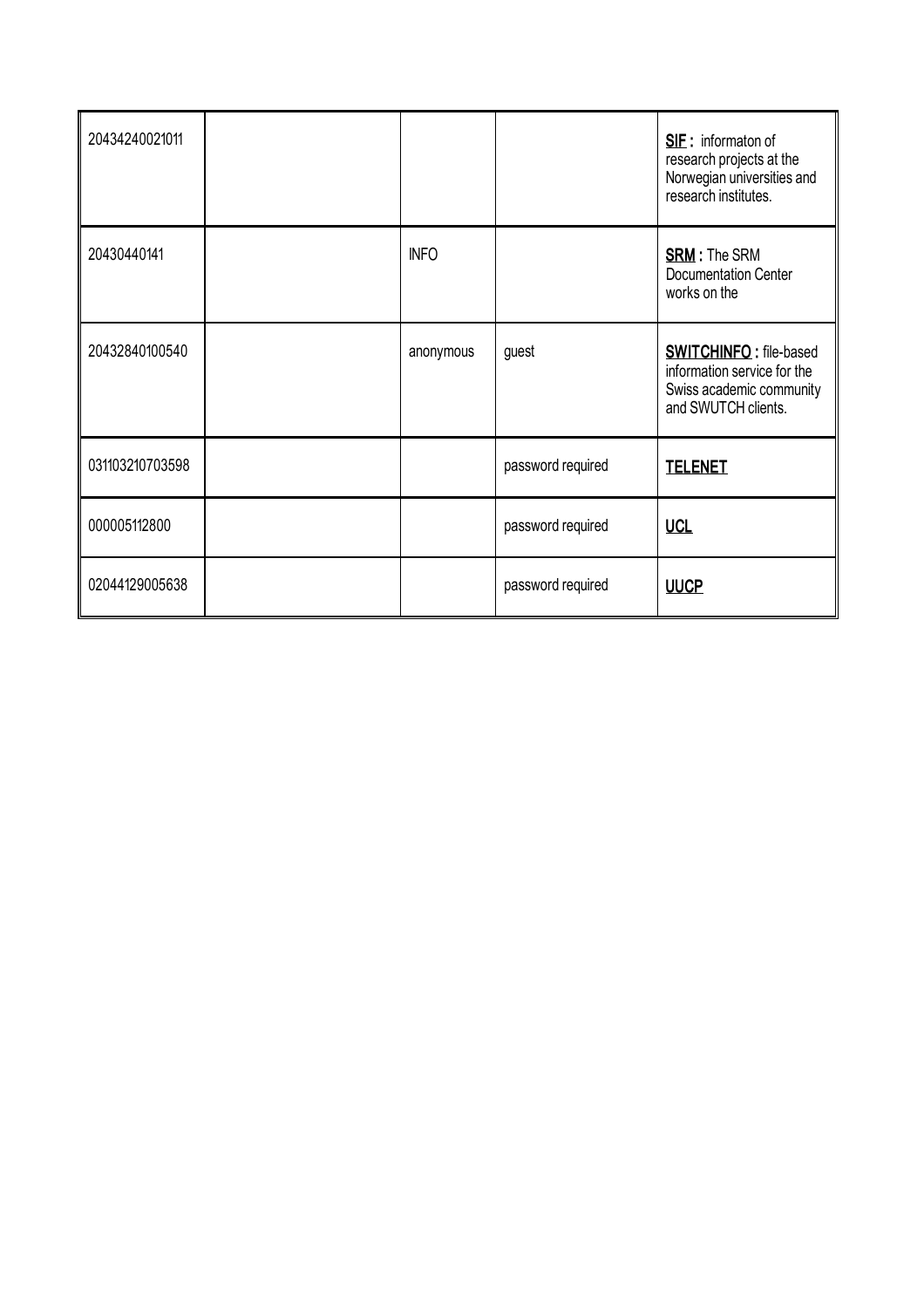| | | | | |
|---|---|---|---|---|
| 20434240021011 | | | | **SIF :** informaton of research projects at the Norwegian universities and research institutes. |
| 20430440141 | | INFO | | **SRM :** The SRM Documentation Center works on the |
| 20432840100540 | | anonymous | guest | **SWITCHINFO :** file-based information service for the Swiss academic community and SWUTCH clients. |
| 031103210703598 | | | password required | **TELENET** |
| 000005112800 | | | password required | **UCL** |
| 02044129005638 | | | password required | **UUCP** |